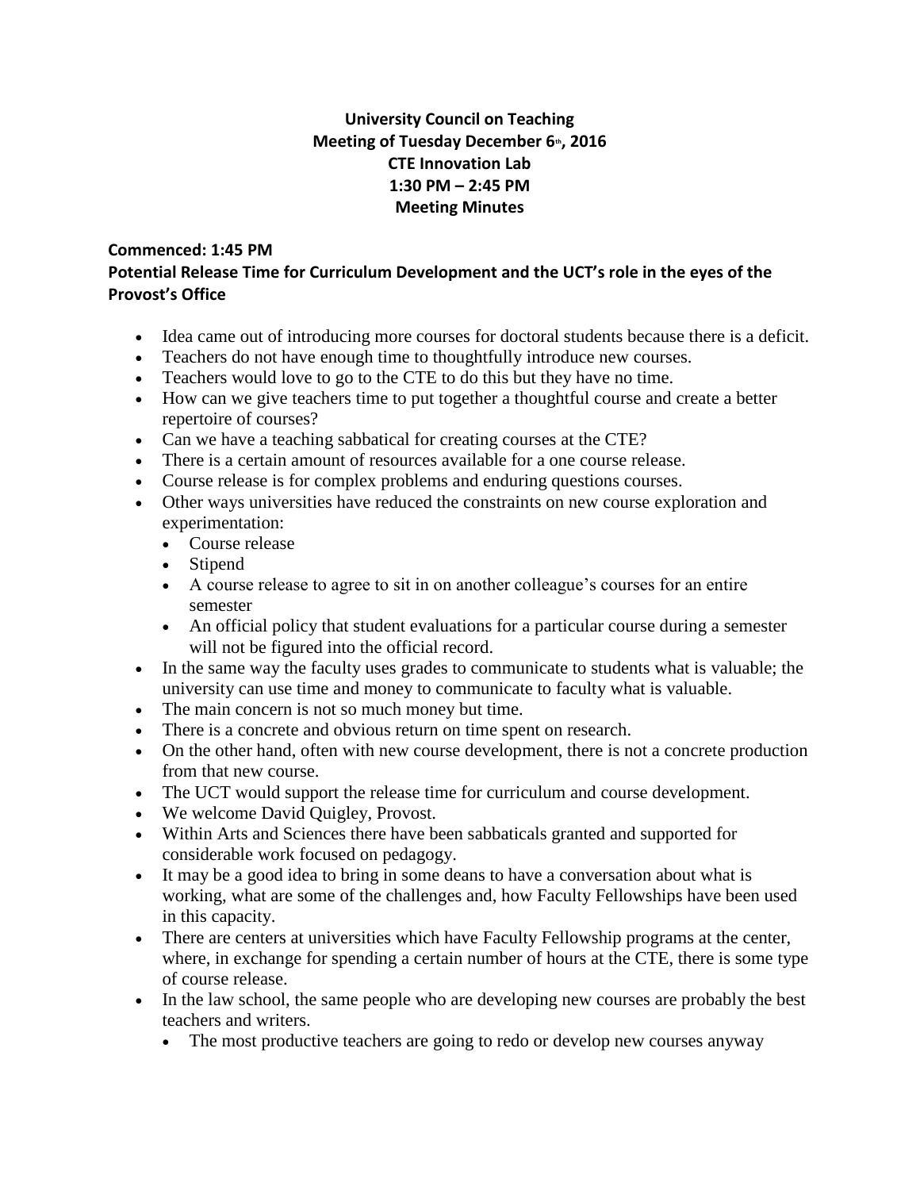**University Council on Teaching**
**Meeting of Tuesday December 6th, 2016**
**CTE Innovation Lab**
**1:30 PM – 2:45 PM**
**Meeting Minutes**

**Commenced: 1:45 PM**

**Potential Release Time for Curriculum Development and the UCT's role in the eyes of the Provost's Office**

- Idea came out of introducing more courses for doctoral students because there is a deficit.
- Teachers do not have enough time to thoughtfully introduce new courses.
- Teachers would love to go to the CTE to do this but they have no time.
- How can we give teachers time to put together a thoughtful course and create a better repertoire of courses?
- Can we have a teaching sabbatical for creating courses at the CTE?
- There is a certain amount of resources available for a one course release.
- Course release is for complex problems and enduring questions courses.
- Other ways universities have reduced the constraints on new course exploration and experimentation:
  - Course release
  - Stipend
  - A course release to agree to sit in on another colleague's courses for an entire semester
  - An official policy that student evaluations for a particular course during a semester will not be figured into the official record.
- In the same way the faculty uses grades to communicate to students what is valuable; the university can use time and money to communicate to faculty what is valuable.
- The main concern is not so much money but time.
- There is a concrete and obvious return on time spent on research.
- On the other hand, often with new course development, there is not a concrete production from that new course.
- The UCT would support the release time for curriculum and course development.
- We welcome David Quigley, Provost.
- Within Arts and Sciences there have been sabbaticals granted and supported for considerable work focused on pedagogy.
- It may be a good idea to bring in some deans to have a conversation about what is working, what are some of the challenges and, how Faculty Fellowships have been used in this capacity.
- There are centers at universities which have Faculty Fellowship programs at the center, where, in exchange for spending a certain number of hours at the CTE, there is some type of course release.
- In the law school, the same people who are developing new courses are probably the best teachers and writers.
  - The most productive teachers are going to redo or develop new courses anyway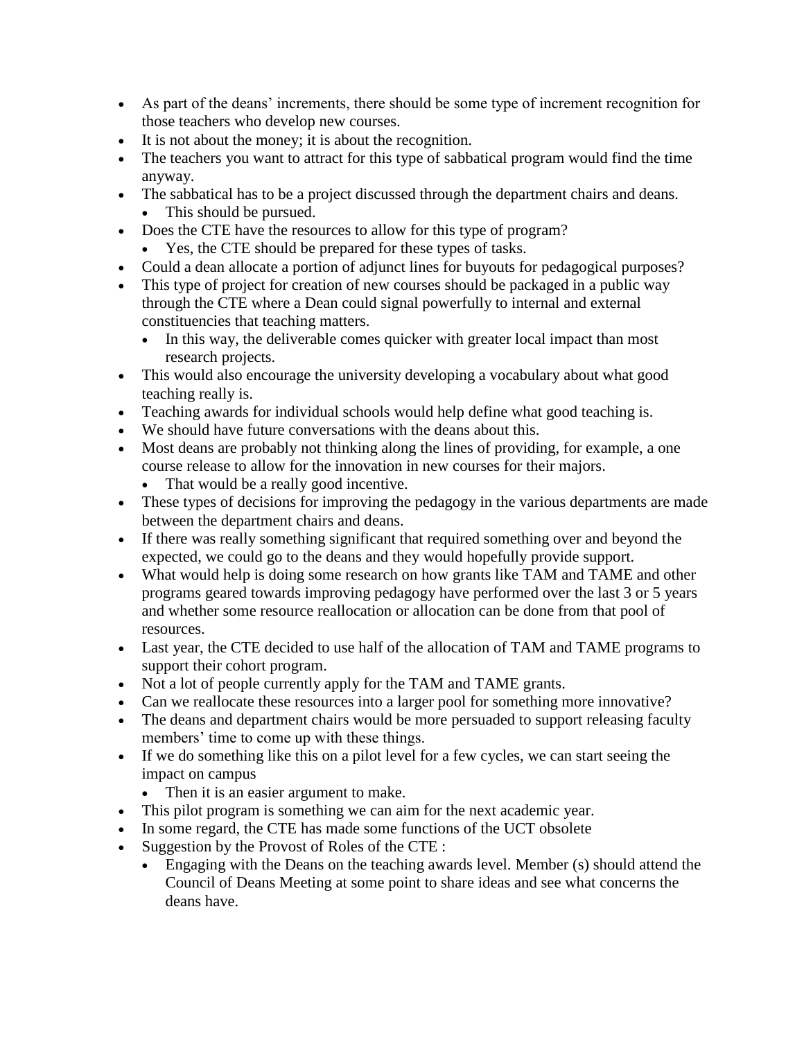- As part of the deans' increments, there should be some type of increment recognition for those teachers who develop new courses.
- It is not about the money; it is about the recognition.
- The teachers you want to attract for this type of sabbatical program would find the time anyway.
- The sabbatical has to be a project discussed through the department chairs and deans.
  - This should be pursued.
- Does the CTE have the resources to allow for this type of program?
  - Yes, the CTE should be prepared for these types of tasks.
- Could a dean allocate a portion of adjunct lines for buyouts for pedagogical purposes?
- This type of project for creation of new courses should be packaged in a public way through the CTE where a Dean could signal powerfully to internal and external constituencies that teaching matters.
  - In this way, the deliverable comes quicker with greater local impact than most research projects.
- This would also encourage the university developing a vocabulary about what good teaching really is.
- Teaching awards for individual schools would help define what good teaching is.
- We should have future conversations with the deans about this.
- Most deans are probably not thinking along the lines of providing, for example, a one course release to allow for the innovation in new courses for their majors.
  - That would be a really good incentive.
- These types of decisions for improving the pedagogy in the various departments are made between the department chairs and deans.
- If there was really something significant that required something over and beyond the expected, we could go to the deans and they would hopefully provide support.
- What would help is doing some research on how grants like TAM and TAME and other programs geared towards improving pedagogy have performed over the last 3 or 5 years and whether some resource reallocation or allocation can be done from that pool of resources.
- Last year, the CTE decided to use half of the allocation of TAM and TAME programs to support their cohort program.
- Not a lot of people currently apply for the TAM and TAME grants.
- Can we reallocate these resources into a larger pool for something more innovative?
- The deans and department chairs would be more persuaded to support releasing faculty members' time to come up with these things.
- If we do something like this on a pilot level for a few cycles, we can start seeing the impact on campus
  - Then it is an easier argument to make.
- This pilot program is something we can aim for the next academic year.
- In some regard, the CTE has made some functions of the UCT obsolete
- Suggestion by the Provost of Roles of the CTE :
  - Engaging with the Deans on the teaching awards level. Member (s) should attend the Council of Deans Meeting at some point to share ideas and see what concerns the deans have.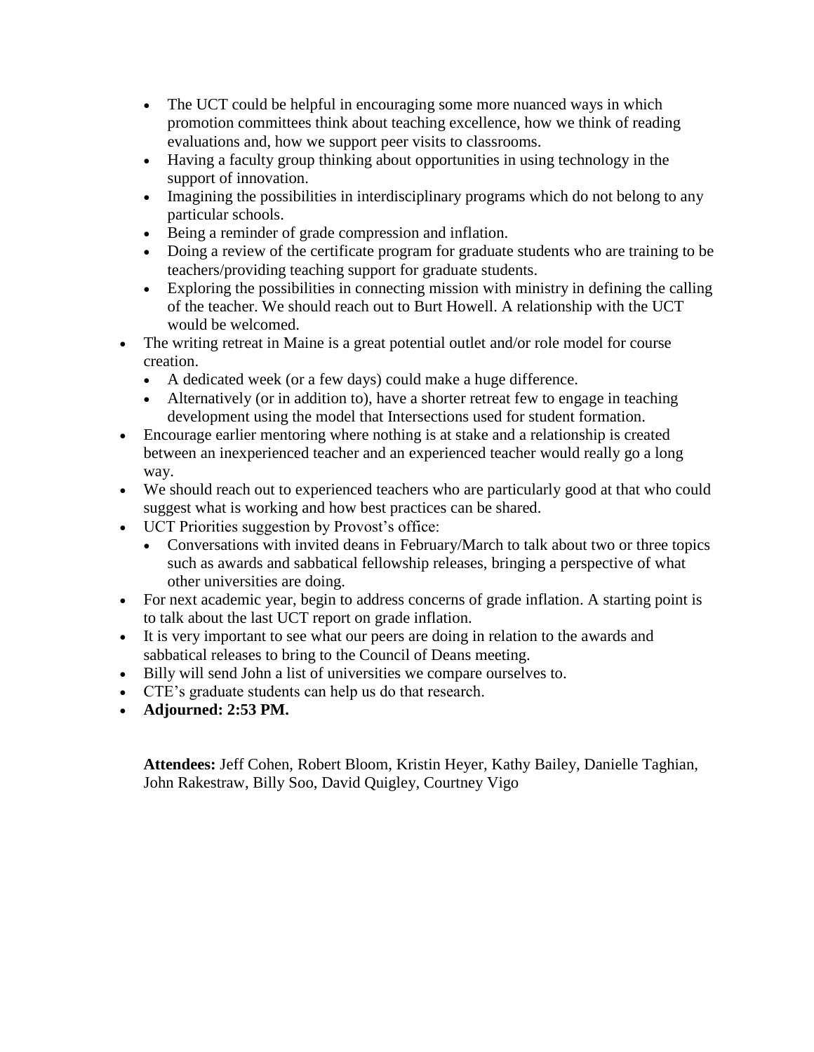- The UCT could be helpful in encouraging some more nuanced ways in which promotion committees think about teaching excellence, how we think of reading evaluations and, how we support peer visits to classrooms.
  - Having a faculty group thinking about opportunities in using technology in the support of innovation.
  - Imagining the possibilities in interdisciplinary programs which do not belong to any particular schools.
  - Being a reminder of grade compression and inflation.
  - Doing a review of the certificate program for graduate students who are training to be teachers/providing teaching support for graduate students.
  - Exploring the possibilities in connecting mission with ministry in defining the calling of the teacher. We should reach out to Burt Howell. A relationship with the UCT would be welcomed.
- The writing retreat in Maine is a great potential outlet and/or role model for course creation.
  - A dedicated week (or a few days) could make a huge difference.
  - Alternatively (or in addition to), have a shorter retreat few to engage in teaching development using the model that Intersections used for student formation.
- Encourage earlier mentoring where nothing is at stake and a relationship is created between an inexperienced teacher and an experienced teacher would really go a long way.
- We should reach out to experienced teachers who are particularly good at that who could suggest what is working and how best practices can be shared.
- UCT Priorities suggestion by Provost's office:
  - Conversations with invited deans in February/March to talk about two or three topics such as awards and sabbatical fellowship releases, bringing a perspective of what other universities are doing.
- For next academic year, begin to address concerns of grade inflation. A starting point is to talk about the last UCT report on grade inflation.
- It is very important to see what our peers are doing in relation to the awards and sabbatical releases to bring to the Council of Deans meeting.
- Billy will send John a list of universities we compare ourselves to.
- CTE's graduate students can help us do that research.
- **Adjourned: 2:53 PM.**

**Attendees:** Jeff Cohen, Robert Bloom, Kristin Heyer, Kathy Bailey, Danielle Taghian, John Rakestraw, Billy Soo, David Quigley, Courtney Vigo